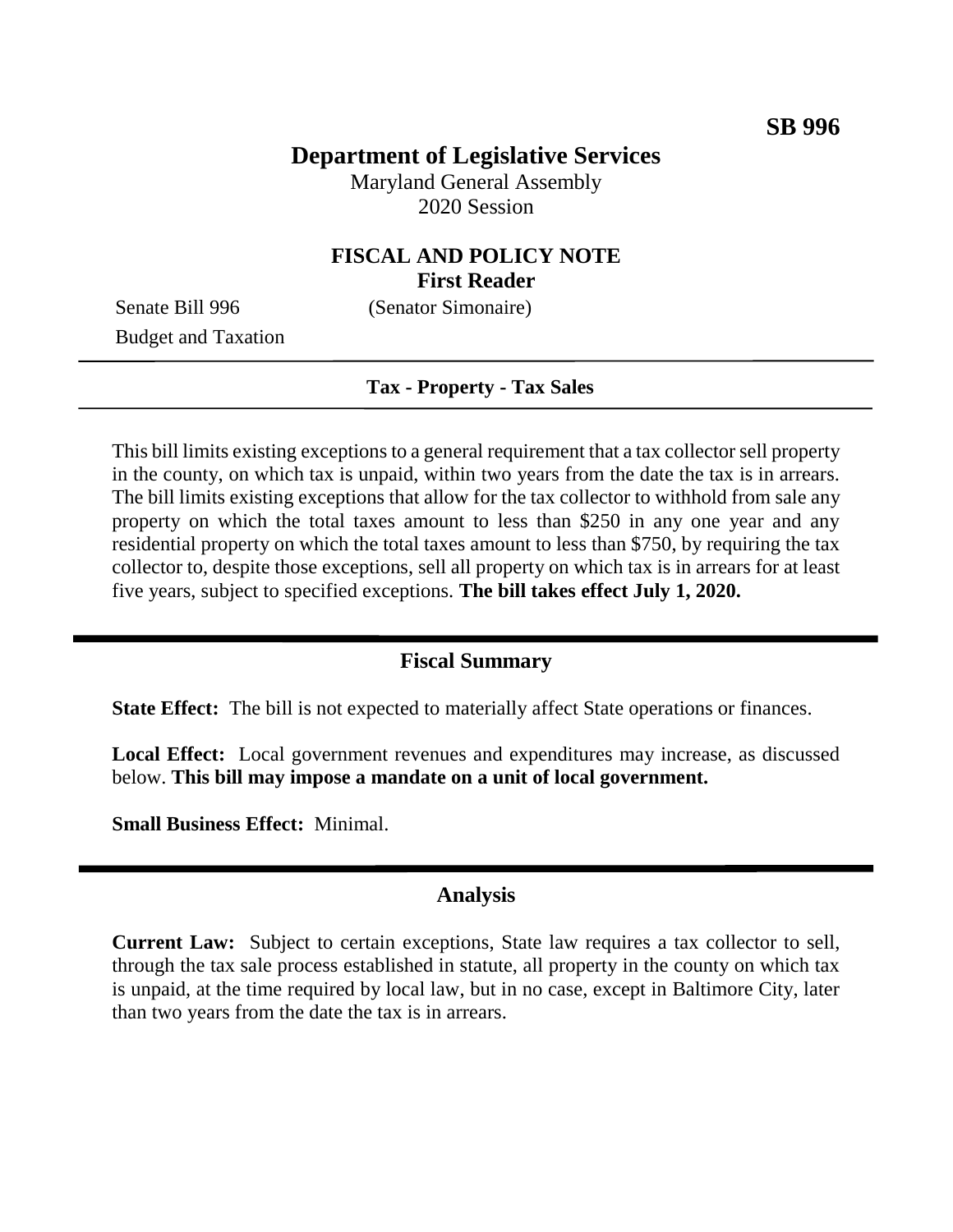**SB 996**

# Department of Legislative Services

Maryland General Assembly
2020 Session

## FISCAL AND POLICY NOTE
**First Reader**

Senate Bill 996 (Senator Simonaire)
Budget and Taxation

---

**Tax - Property - Tax Sales**

---

This bill limits existing exceptions to a general requirement that a tax collector sell property in the county, on which tax is unpaid, within two years from the date the tax is in arrears. The bill limits existing exceptions that allow for the tax collector to withhold from sale any property on which the total taxes amount to less than $250 in any one year and any residential property on which the total taxes amount to less than $750, by requiring the tax collector to, despite those exceptions, sell all property on which tax is in arrears for at least five years, subject to specified exceptions. **The bill takes effect July 1, 2020.**

---

## Fiscal Summary

**State Effect:** The bill is not expected to materially affect State operations or finances.

**Local Effect:** Local government revenues and expenditures may increase, as discussed below. **This bill may impose a mandate on a unit of local government.**

**Small Business Effect:** Minimal.

---

## Analysis

**Current Law:** Subject to certain exceptions, State law requires a tax collector to sell, through the tax sale process established in statute, all property in the county on which tax is unpaid, at the time required by local law, but in no case, except in Baltimore City, later than two years from the date the tax is in arrears.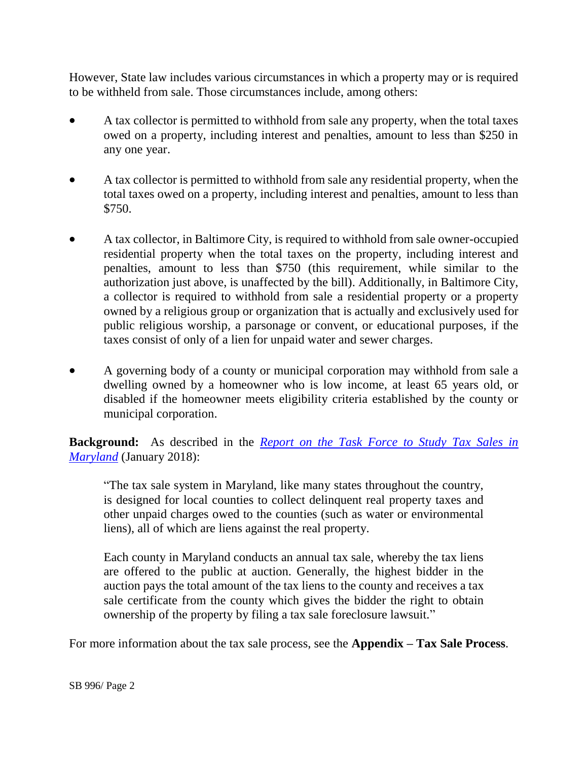However, State law includes various circumstances in which a property may or is required to be withheld from sale. Those circumstances include, among others:

- A tax collector is permitted to withhold from sale any property, when the total taxes owed on a property, including interest and penalties, amount to less than $250 in any one year.
- A tax collector is permitted to withhold from sale any residential property, when the total taxes owed on a property, including interest and penalties, amount to less than $750.
- A tax collector, in Baltimore City, is required to withhold from sale owner-occupied residential property when the total taxes on the property, including interest and penalties, amount to less than $750 (this requirement, while similar to the authorization just above, is unaffected by the bill). Additionally, in Baltimore City, a collector is required to withhold from sale a residential property or a property owned by a religious group or organization that is actually and exclusively used for public religious worship, a parsonage or convent, or educational purposes, if the taxes consist of only of a lien for unpaid water and sewer charges.
- A governing body of a county or municipal corporation may withhold from sale a dwelling owned by a homeowner who is low income, at least 65 years old, or disabled if the homeowner meets eligibility criteria established by the county or municipal corporation.

**Background:** As described in the *Report on the Task Force to Study Tax Sales in Maryland* (January 2018):

> "The tax sale system in Maryland, like many states throughout the country, is designed for local counties to collect delinquent real property taxes and other unpaid charges owed to the counties (such as water or environmental liens), all of which are liens against the real property.
>
> Each county in Maryland conducts an annual tax sale, whereby the tax liens are offered to the public at auction. Generally, the highest bidder in the auction pays the total amount of the tax liens to the county and receives a tax sale certificate from the county which gives the bidder the right to obtain ownership of the property by filing a tax sale foreclosure lawsuit."

For more information about the tax sale process, see the **Appendix – Tax Sale Process**.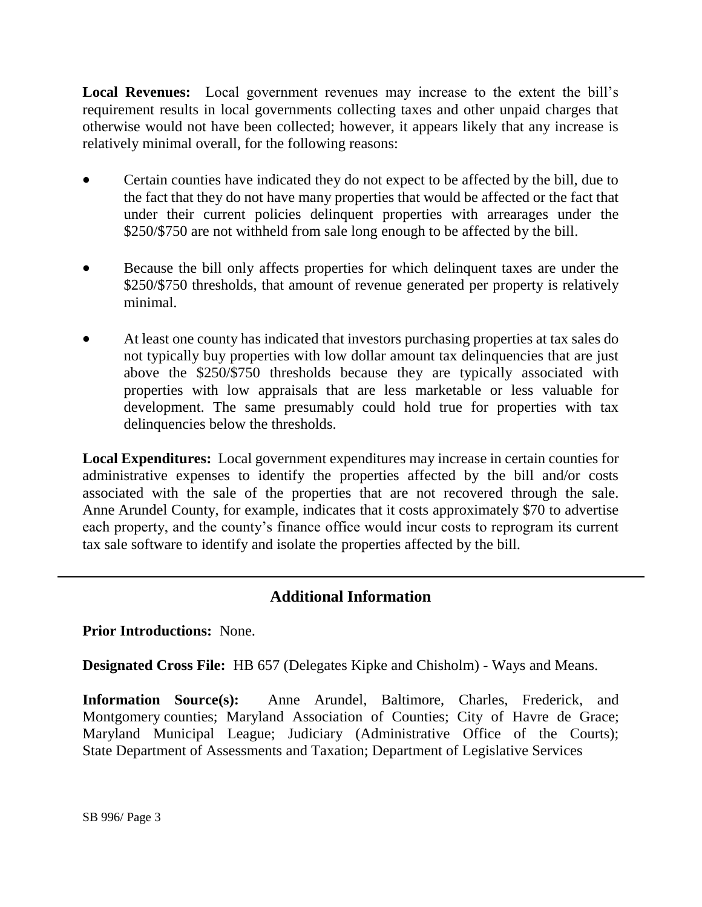**Local Revenues:** Local government revenues may increase to the extent the bill's requirement results in local governments collecting taxes and other unpaid charges that otherwise would not have been collected; however, it appears likely that any increase is relatively minimal overall, for the following reasons:

- Certain counties have indicated they do not expect to be affected by the bill, due to the fact that they do not have many properties that would be affected or the fact that under their current policies delinquent properties with arrearages under the $250/$750 are not withheld from sale long enough to be affected by the bill.
- Because the bill only affects properties for which delinquent taxes are under the $250/$750 thresholds, that amount of revenue generated per property is relatively minimal.
- At least one county has indicated that investors purchasing properties at tax sales do not typically buy properties with low dollar amount tax delinquencies that are just above the $250/$750 thresholds because they are typically associated with properties with low appraisals that are less marketable or less valuable for development. The same presumably could hold true for properties with tax delinquencies below the thresholds.

**Local Expenditures:** Local government expenditures may increase in certain counties for administrative expenses to identify the properties affected by the bill and/or costs associated with the sale of the properties that are not recovered through the sale. Anne Arundel County, for example, indicates that it costs approximately $70 to advertise each property, and the county's finance office would incur costs to reprogram its current tax sale software to identify and isolate the properties affected by the bill.

---

## Additional Information

**Prior Introductions:** None.

**Designated Cross File:** HB 657 (Delegates Kipke and Chisholm) - Ways and Means.

**Information Source(s):** Anne Arundel, Baltimore, Charles, Frederick, and Montgomery counties; Maryland Association of Counties; City of Havre de Grace; Maryland Municipal League; Judiciary (Administrative Office of the Courts); State Department of Assessments and Taxation; Department of Legislative Services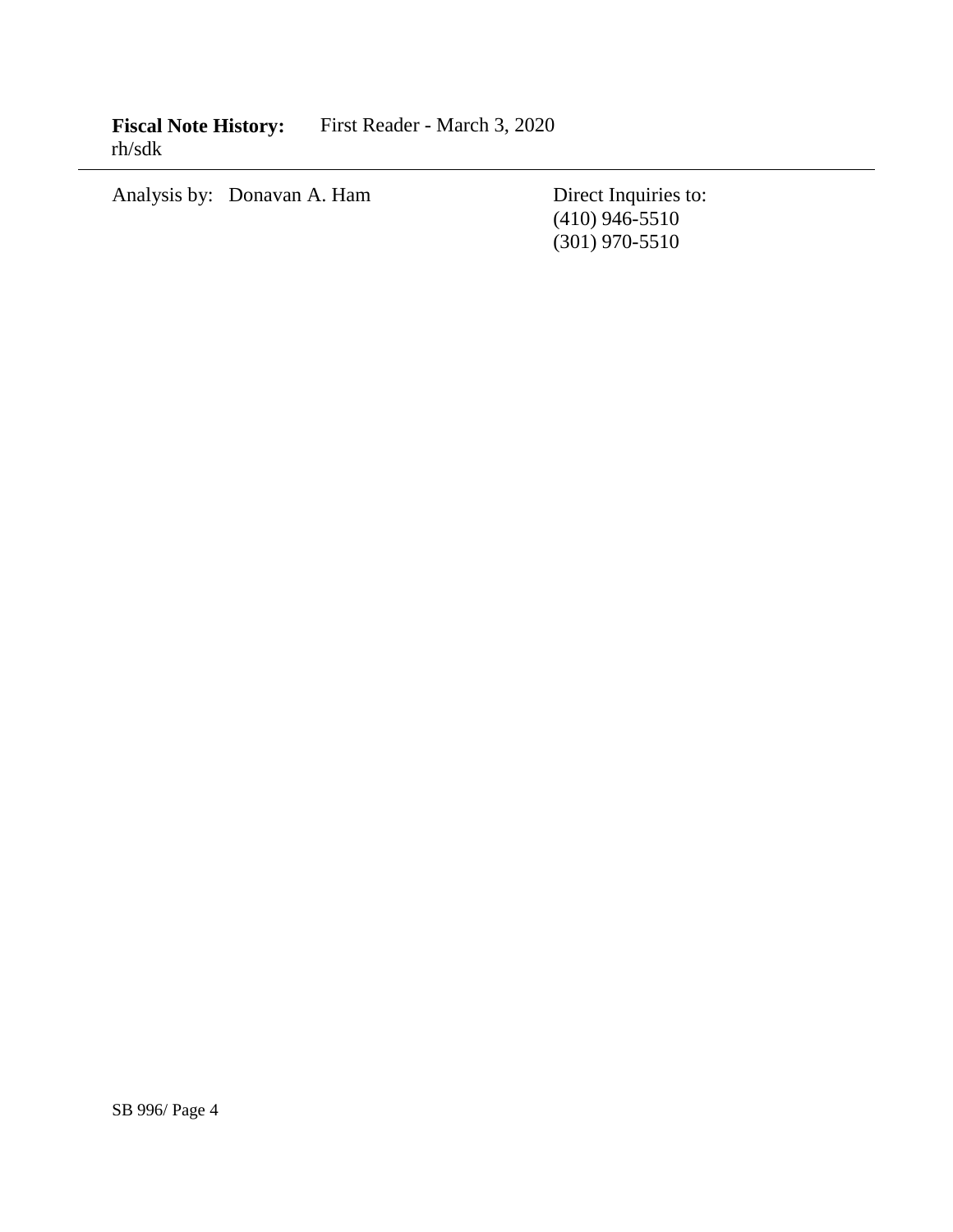**Fiscal Note History:** First Reader - March 3, 2020
rh/sdk

---

Analysis by: Donavan A. Ham

Direct Inquiries to:
(410) 946-5510
(301) 970-5510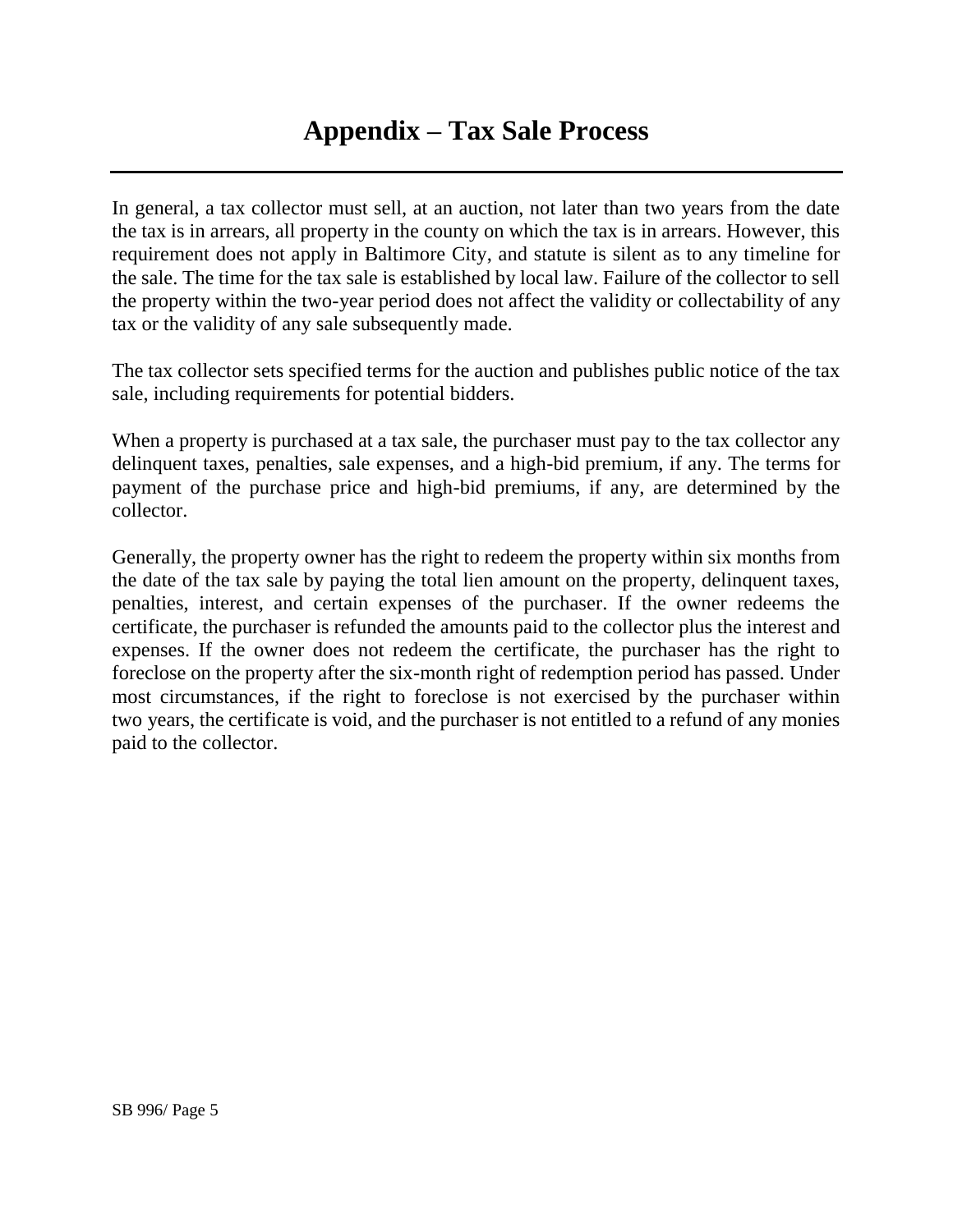# Appendix – Tax Sale Process

In general, a tax collector must sell, at an auction, not later than two years from the date the tax is in arrears, all property in the county on which the tax is in arrears. However, this requirement does not apply in Baltimore City, and statute is silent as to any timeline for the sale. The time for the tax sale is established by local law. Failure of the collector to sell the property within the two-year period does not affect the validity or collectability of any tax or the validity of any sale subsequently made.

The tax collector sets specified terms for the auction and publishes public notice of the tax sale, including requirements for potential bidders.

When a property is purchased at a tax sale, the purchaser must pay to the tax collector any delinquent taxes, penalties, sale expenses, and a high-bid premium, if any. The terms for payment of the purchase price and high-bid premiums, if any, are determined by the collector.

Generally, the property owner has the right to redeem the property within six months from the date of the tax sale by paying the total lien amount on the property, delinquent taxes, penalties, interest, and certain expenses of the purchaser. If the owner redeems the certificate, the purchaser is refunded the amounts paid to the collector plus the interest and expenses. If the owner does not redeem the certificate, the purchaser has the right to foreclose on the property after the six-month right of redemption period has passed. Under most circumstances, if the right to foreclose is not exercised by the purchaser within two years, the certificate is void, and the purchaser is not entitled to a refund of any monies paid to the collector.